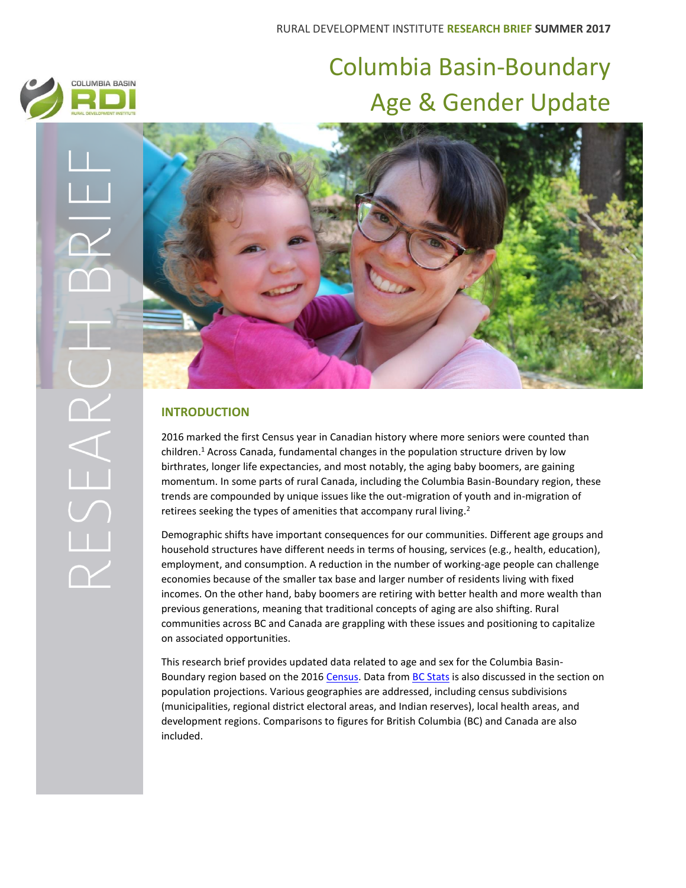RURAL DEVELOPMENT INSTITUTE **RESEARCH BRIEF** **SUMMER 2017**

# Columbia Basin-Boundary Age & Gender Update

RESEARCH BRIEF

## INTRODUCTION

2016 marked the first Census year in Canadian history where more seniors were counted than children.[1] Across Canada, fundamental changes in the population structure driven by low birthrates, longer life expectancies, and most notably, the aging baby boomers, are gaining momentum. In some parts of rural Canada, including the Columbia Basin-Boundary region, these trends are compounded by unique issues like the out-migration of youth and in-migration of retirees seeking the types of amenities that accompany rural living.[2]

Demographic shifts have important consequences for our communities. Different age groups and household structures have different needs in terms of housing, services (e.g., health, education), employment, and consumption. A reduction in the number of working-age people can challenge economies because of the smaller tax base and larger number of residents living with fixed incomes. On the other hand, baby boomers are retiring with better health and more wealth than previous generations, meaning that traditional concepts of aging are also shifting. Rural communities across BC and Canada are grappling with these issues and positioning to capitalize on associated opportunities.

This research brief provides updated data related to age and sex for the Columbia Basin-Boundary region based on the 2016 Census. Data from BC Stats is also discussed in the section on population projections. Various geographies are addressed, including census subdivisions (municipalities, regional district electoral areas, and Indian reserves), local health areas, and development regions. Comparisons to figures for British Columbia (BC) and Canada are also included.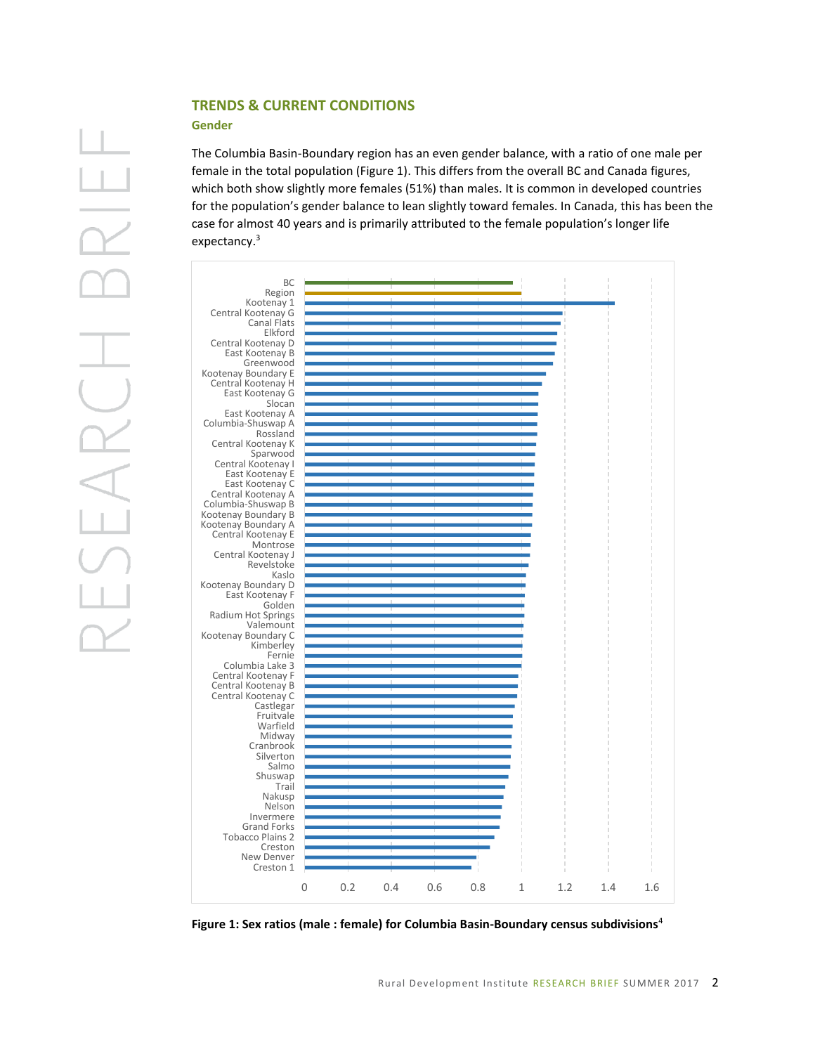## TRENDS & CURRENT CONDITIONS

### Gender

The Columbia Basin-Boundary region has an even gender balance, with a ratio of one male per female in the total population (Figure 1). This differs from the overall BC and Canada figures, which both show slightly more females (51%) than males. It is common in developed countries for the population's gender balance to lean slightly toward females. In Canada, this has been the case for almost 40 years and is primarily attributed to the female population's longer life expectancy.[3]

**Figure 1: Sex ratios (male : female) for Columbia Basin-Boundary census subdivisions**[4]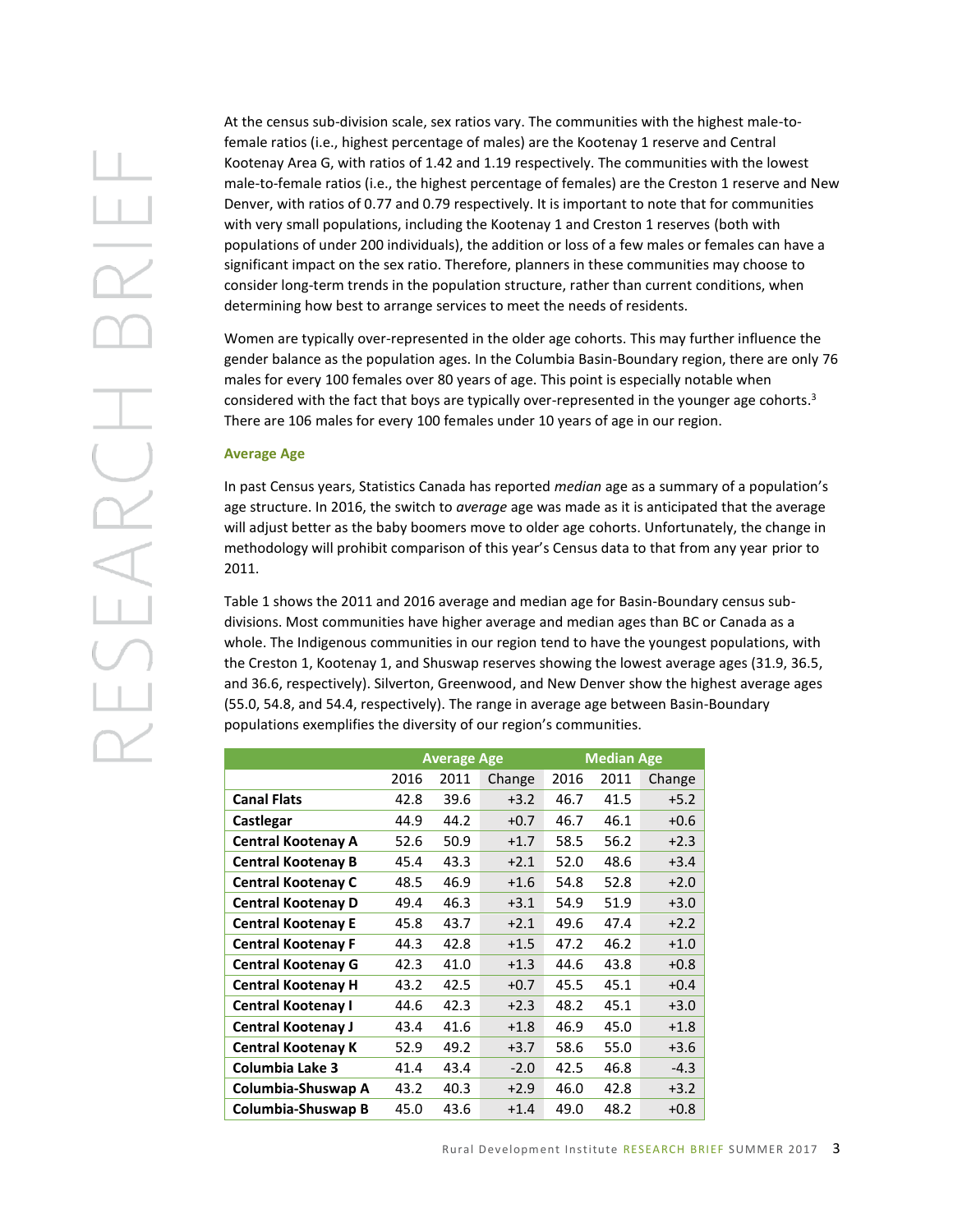At the census sub-division scale, sex ratios vary. The communities with the highest male-to-female ratios (i.e., highest percentage of males) are the Kootenay 1 reserve and Central Kootenay Area G, with ratios of 1.42 and 1.19 respectively. The communities with the lowest male-to-female ratios (i.e., the highest percentage of females) are the Creston 1 reserve and New Denver, with ratios of 0.77 and 0.79 respectively. It is important to note that for communities with very small populations, including the Kootenay 1 and Creston 1 reserves (both with populations of under 200 individuals), the addition or loss of a few males or females can have a significant impact on the sex ratio. Therefore, planners in these communities may choose to consider long-term trends in the population structure, rather than current conditions, when determining how best to arrange services to meet the needs of residents.

Women are typically over-represented in the older age cohorts. This may further influence the gender balance as the population ages. In the Columbia Basin-Boundary region, there are only 76 males for every 100 females over 80 years of age. This point is especially notable when considered with the fact that boys are typically over-represented in the younger age cohorts.[3] There are 106 males for every 100 females under 10 years of age in our region.

### Average Age

In past Census years, Statistics Canada has reported *median* age as a summary of a population's age structure. In 2016, the switch to *average* age was made as it is anticipated that the average will adjust better as the baby boomers move to older age cohorts. Unfortunately, the change in methodology will prohibit comparison of this year's Census data to that from any year prior to 2011.

Table 1 shows the 2011 and 2016 average and median age for Basin-Boundary census sub-divisions. Most communities have higher average and median ages than BC or Canada as a whole. The Indigenous communities in our region tend to have the youngest populations, with the Creston 1, Kootenay 1, and Shuswap reserves showing the lowest average ages (31.9, 36.5, and 36.6, respectively). Silverton, Greenwood, and New Denver show the highest average ages (55.0, 54.8, and 54.4, respectively). The range in average age between Basin-Boundary populations exemplifies the diversity of our region's communities.

| | Average Age | | | Median Age | | |
|---|---|---|---|---|---|---|
| | 2016 | 2011 | Change | 2016 | 2011 | Change |
| **Canal Flats** | 42.8 | 39.6 | +3.2 | 46.7 | 41.5 | +5.2 |
| **Castlegar** | 44.9 | 44.2 | +0.7 | 46.7 | 46.1 | +0.6 |
| **Central Kootenay A** | 52.6 | 50.9 | +1.7 | 58.5 | 56.2 | +2.3 |
| **Central Kootenay B** | 45.4 | 43.3 | +2.1 | 52.0 | 48.6 | +3.4 |
| **Central Kootenay C** | 48.5 | 46.9 | +1.6 | 54.8 | 52.8 | +2.0 |
| **Central Kootenay D** | 49.4 | 46.3 | +3.1 | 54.9 | 51.9 | +3.0 |
| **Central Kootenay E** | 45.8 | 43.7 | +2.1 | 49.6 | 47.4 | +2.2 |
| **Central Kootenay F** | 44.3 | 42.8 | +1.5 | 47.2 | 46.2 | +1.0 |
| **Central Kootenay G** | 42.3 | 41.0 | +1.3 | 44.6 | 43.8 | +0.8 |
| **Central Kootenay H** | 43.2 | 42.5 | +0.7 | 45.5 | 45.1 | +0.4 |
| **Central Kootenay I** | 44.6 | 42.3 | +2.3 | 48.2 | 45.1 | +3.0 |
| **Central Kootenay J** | 43.4 | 41.6 | +1.8 | 46.9 | 45.0 | +1.8 |
| **Central Kootenay K** | 52.9 | 49.2 | +3.7 | 58.6 | 55.0 | +3.6 |
| **Columbia Lake 3** | 41.4 | 43.4 | -2.0 | 42.5 | 46.8 | -4.3 |
| **Columbia-Shuswap A** | 43.2 | 40.3 | +2.9 | 46.0 | 42.8 | +3.2 |
| **Columbia-Shuswap B** | 45.0 | 43.6 | +1.4 | 49.0 | 48.2 | +0.8 |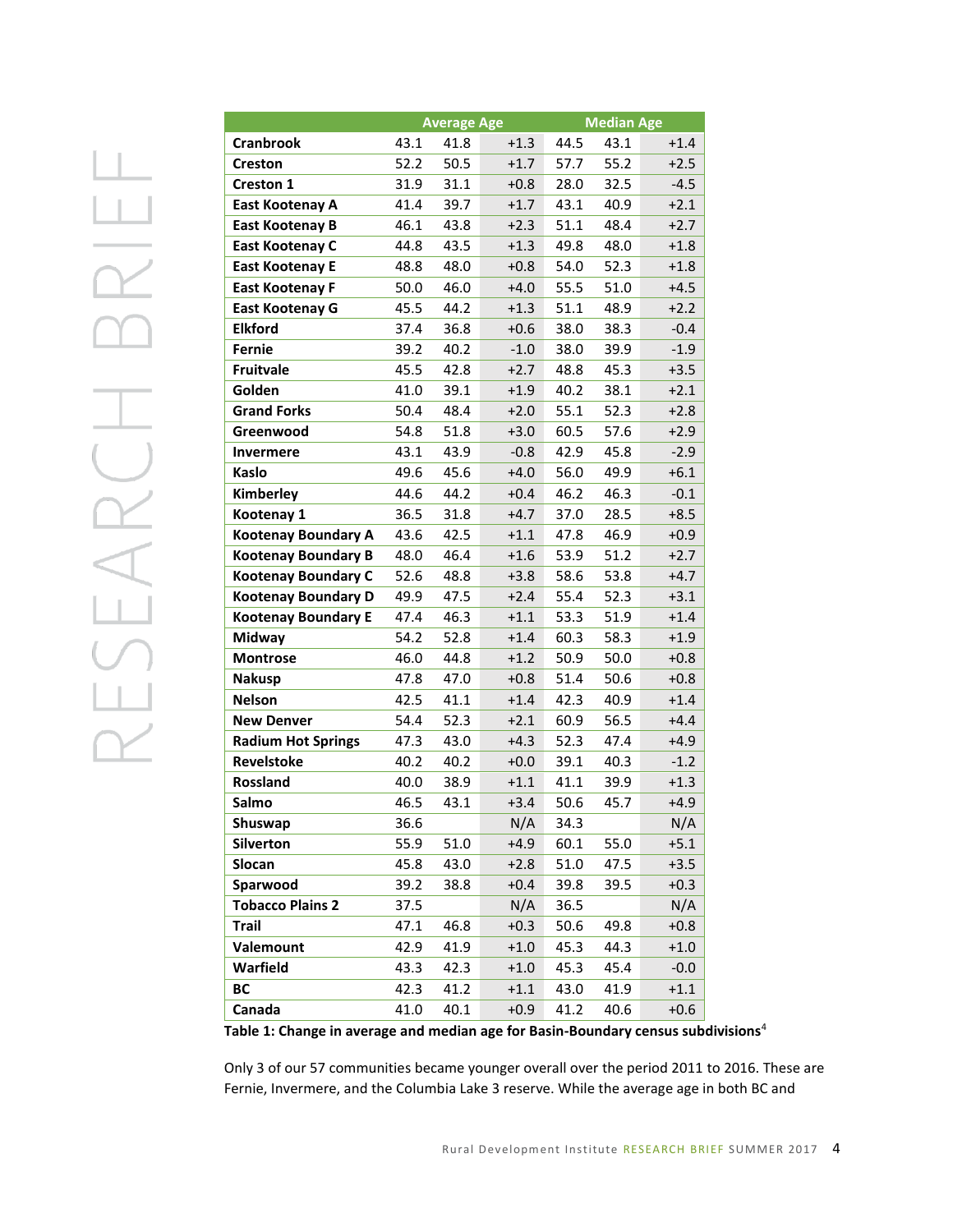| | Average Age | | | Median Age | | |
|---|---|---|---|---|---|---|
| **Cranbrook** | 43.1 | 41.8 | +1.3 | 44.5 | 43.1 | +1.4 |
| **Creston** | 52.2 | 50.5 | +1.7 | 57.7 | 55.2 | +2.5 |
| **Creston 1** | 31.9 | 31.1 | +0.8 | 28.0 | 32.5 | -4.5 |
| **East Kootenay A** | 41.4 | 39.7 | +1.7 | 43.1 | 40.9 | +2.1 |
| **East Kootenay B** | 46.1 | 43.8 | +2.3 | 51.1 | 48.4 | +2.7 |
| **East Kootenay C** | 44.8 | 43.5 | +1.3 | 49.8 | 48.0 | +1.8 |
| **East Kootenay E** | 48.8 | 48.0 | +0.8 | 54.0 | 52.3 | +1.8 |
| **East Kootenay F** | 50.0 | 46.0 | +4.0 | 55.5 | 51.0 | +4.5 |
| **East Kootenay G** | 45.5 | 44.2 | +1.3 | 51.1 | 48.9 | +2.2 |
| **Elkford** | 37.4 | 36.8 | +0.6 | 38.0 | 38.3 | -0.4 |
| **Fernie** | 39.2 | 40.2 | -1.0 | 38.0 | 39.9 | -1.9 |
| **Fruitvale** | 45.5 | 42.8 | +2.7 | 48.8 | 45.3 | +3.5 |
| **Golden** | 41.0 | 39.1 | +1.9 | 40.2 | 38.1 | +2.1 |
| **Grand Forks** | 50.4 | 48.4 | +2.0 | 55.1 | 52.3 | +2.8 |
| **Greenwood** | 54.8 | 51.8 | +3.0 | 60.5 | 57.6 | +2.9 |
| **Invermere** | 43.1 | 43.9 | -0.8 | 42.9 | 45.8 | -2.9 |
| **Kaslo** | 49.6 | 45.6 | +4.0 | 56.0 | 49.9 | +6.1 |
| **Kimberley** | 44.6 | 44.2 | +0.4 | 46.2 | 46.3 | -0.1 |
| **Kootenay 1** | 36.5 | 31.8 | +4.7 | 37.0 | 28.5 | +8.5 |
| **Kootenay Boundary A** | 43.6 | 42.5 | +1.1 | 47.8 | 46.9 | +0.9 |
| **Kootenay Boundary B** | 48.0 | 46.4 | +1.6 | 53.9 | 51.2 | +2.7 |
| **Kootenay Boundary C** | 52.6 | 48.8 | +3.8 | 58.6 | 53.8 | +4.7 |
| **Kootenay Boundary D** | 49.9 | 47.5 | +2.4 | 55.4 | 52.3 | +3.1 |
| **Kootenay Boundary E** | 47.4 | 46.3 | +1.1 | 53.3 | 51.9 | +1.4 |
| **Midway** | 54.2 | 52.8 | +1.4 | 60.3 | 58.3 | +1.9 |
| **Montrose** | 46.0 | 44.8 | +1.2 | 50.9 | 50.0 | +0.8 |
| **Nakusp** | 47.8 | 47.0 | +0.8 | 51.4 | 50.6 | +0.8 |
| **Nelson** | 42.5 | 41.1 | +1.4 | 42.3 | 40.9 | +1.4 |
| **New Denver** | 54.4 | 52.3 | +2.1 | 60.9 | 56.5 | +4.4 |
| **Radium Hot Springs** | 47.3 | 43.0 | +4.3 | 52.3 | 47.4 | +4.9 |
| **Revelstoke** | 40.2 | 40.2 | +0.0 | 39.1 | 40.3 | -1.2 |
| **Rossland** | 40.0 | 38.9 | +1.1 | 41.1 | 39.9 | +1.3 |
| **Salmo** | 46.5 | 43.1 | +3.4 | 50.6 | 45.7 | +4.9 |
| **Shuswap** | 36.6 | | N/A | 34.3 | | N/A |
| **Silverton** | 55.9 | 51.0 | +4.9 | 60.1 | 55.0 | +5.1 |
| **Slocan** | 45.8 | 43.0 | +2.8 | 51.0 | 47.5 | +3.5 |
| **Sparwood** | 39.2 | 38.8 | +0.4 | 39.8 | 39.5 | +0.3 |
| **Tobacco Plains 2** | 37.5 | | N/A | 36.5 | | N/A |
| **Trail** | 47.1 | 46.8 | +0.3 | 50.6 | 49.8 | +0.8 |
| **Valemount** | 42.9 | 41.9 | +1.0 | 45.3 | 44.3 | +1.0 |
| **Warfield** | 43.3 | 42.3 | +1.0 | 45.3 | 45.4 | -0.0 |
| **BC** | 42.3 | 41.2 | +1.1 | 43.0 | 41.9 | +1.1 |
| **Canada** | 41.0 | 40.1 | +0.9 | 41.2 | 40.6 | +0.6 |

**Table 1: Change in average and median age for Basin-Boundary census subdivisions**[4]

Only 3 of our 57 communities became younger overall over the period 2011 to 2016. These are Fernie, Invermere, and the Columbia Lake 3 reserve. While the average age in both BC and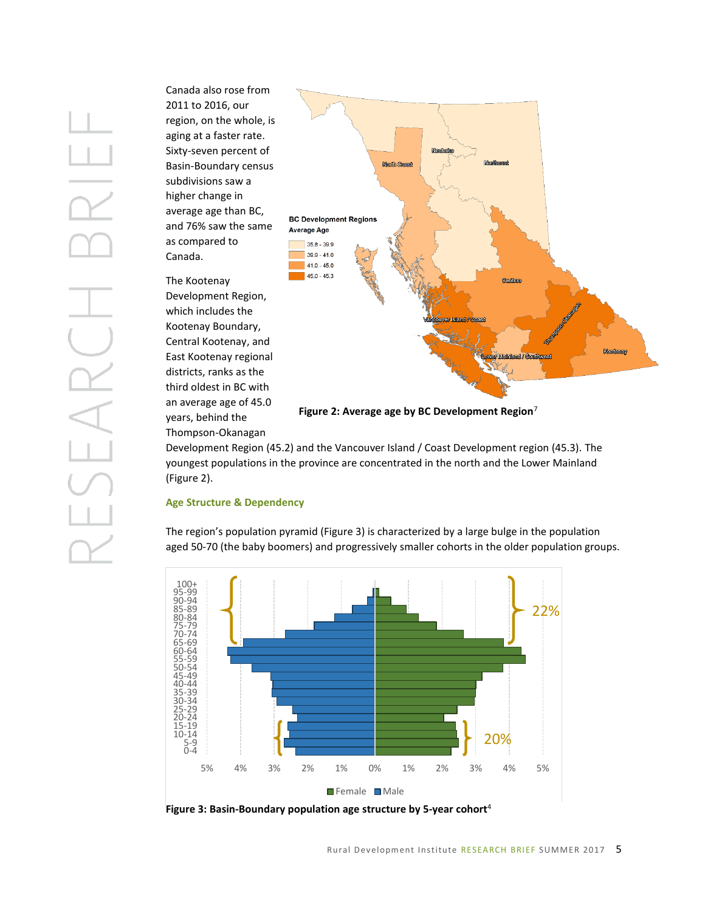Canada also rose from 2011 to 2016, our region, on the whole, is aging at a faster rate. Sixty-seven percent of Basin-Boundary census subdivisions saw a higher change in average age than BC, and 76% saw the same as compared to Canada.

The Kootenay Development Region, which includes the Kootenay Boundary, Central Kootenay, and East Kootenay regional districts, ranks as the third oldest in BC with an average age of 45.0 years, behind the Thompson-Okanagan Development Region (45.2) and the Vancouver Island / Coast Development region (45.3). The youngest populations in the province are concentrated in the north and the Lower Mainland (Figure 2).

**Figure 2: Average age by BC Development Region**[7]

## Age Structure & Dependency

The region's population pyramid (Figure 3) is characterized by a large bulge in the population aged 50-70 (the baby boomers) and progressively smaller cohorts in the older population groups.

**Figure 3: Basin-Boundary population age structure by 5-year cohort**[4]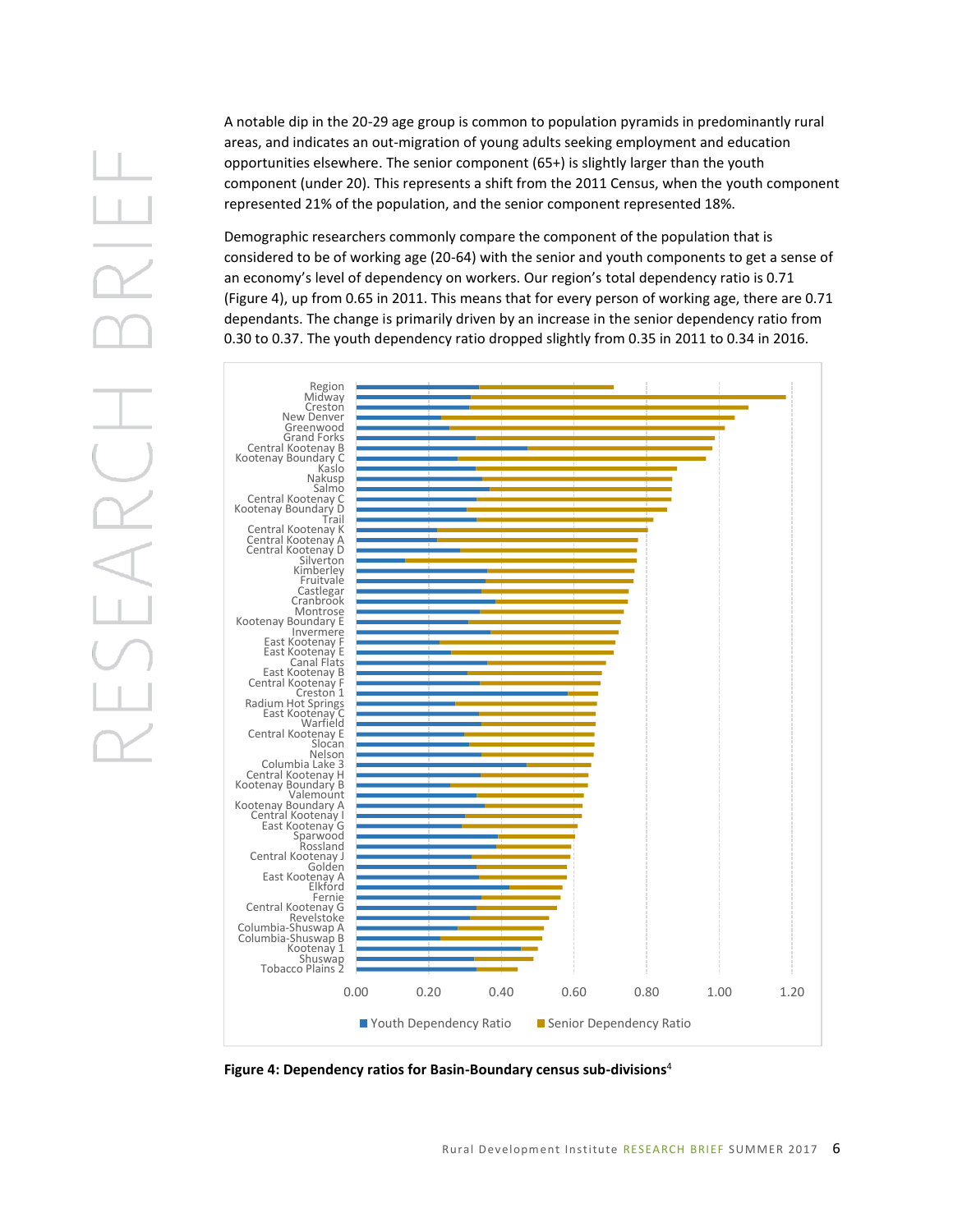A notable dip in the 20-29 age group is common to population pyramids in predominantly rural areas, and indicates an out-migration of young adults seeking employment and education opportunities elsewhere. The senior component (65+) is slightly larger than the youth component (under 20). This represents a shift from the 2011 Census, when the youth component represented 21% of the population, and the senior component represented 18%.

Demographic researchers commonly compare the component of the population that is considered to be of working age (20-64) with the senior and youth components to get a sense of an economy's level of dependency on workers. Our region's total dependency ratio is 0.71 (Figure 4), up from 0.65 in 2011. This means that for every person of working age, there are 0.71 dependants. The change is primarily driven by an increase in the senior dependency ratio from 0.30 to 0.37. The youth dependency ratio dropped slightly from 0.35 in 2011 to 0.34 in 2016.

**Figure 4: Dependency ratios for Basin-Boundary census sub-divisions**[4]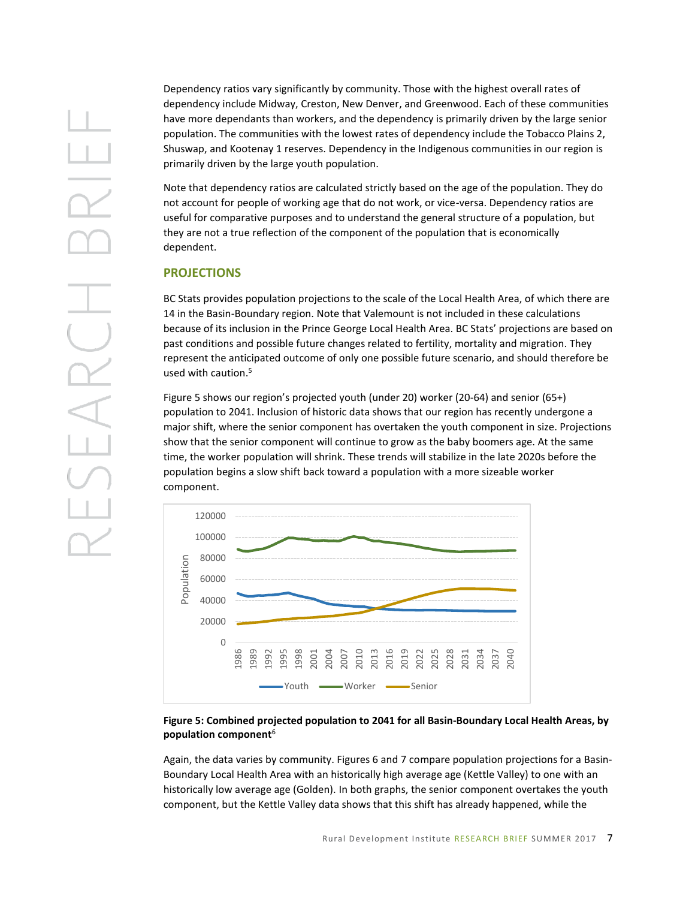Dependency ratios vary significantly by community. Those with the highest overall rates of dependency include Midway, Creston, New Denver, and Greenwood. Each of these communities have more dependants than workers, and the dependency is primarily driven by the large senior population. The communities with the lowest rates of dependency include the Tobacco Plains 2, Shuswap, and Kootenay 1 reserves. Dependency in the Indigenous communities in our region is primarily driven by the large youth population.

Note that dependency ratios are calculated strictly based on the age of the population. They do not account for people of working age that do not work, or vice-versa. Dependency ratios are useful for comparative purposes and to understand the general structure of a population, but they are not a true reflection of the component of the population that is economically dependent.

## PROJECTIONS

BC Stats provides population projections to the scale of the Local Health Area, of which there are 14 in the Basin-Boundary region. Note that Valemount is not included in these calculations because of its inclusion in the Prince George Local Health Area. BC Stats' projections are based on past conditions and possible future changes related to fertility, mortality and migration. They represent the anticipated outcome of only one possible future scenario, and should therefore be used with caution.[5]

Figure 5 shows our region's projected youth (under 20) worker (20-64) and senior (65+) population to 2041. Inclusion of historic data shows that our region has recently undergone a major shift, where the senior component has overtaken the youth component in size. Projections show that the senior component will continue to grow as the baby boomers age. At the same time, the worker population will shrink. These trends will stabilize in the late 2020s before the population begins a slow shift back toward a population with a more sizeable worker component.

**Figure 5: Combined projected population to 2041 for all Basin-Boundary Local Health Areas, by population component**[6]

Again, the data varies by community. Figures 6 and 7 compare population projections for a Basin-Boundary Local Health Area with an historically high average age (Kettle Valley) to one with an historically low average age (Golden). In both graphs, the senior component overtakes the youth component, but the Kettle Valley data shows that this shift has already happened, while the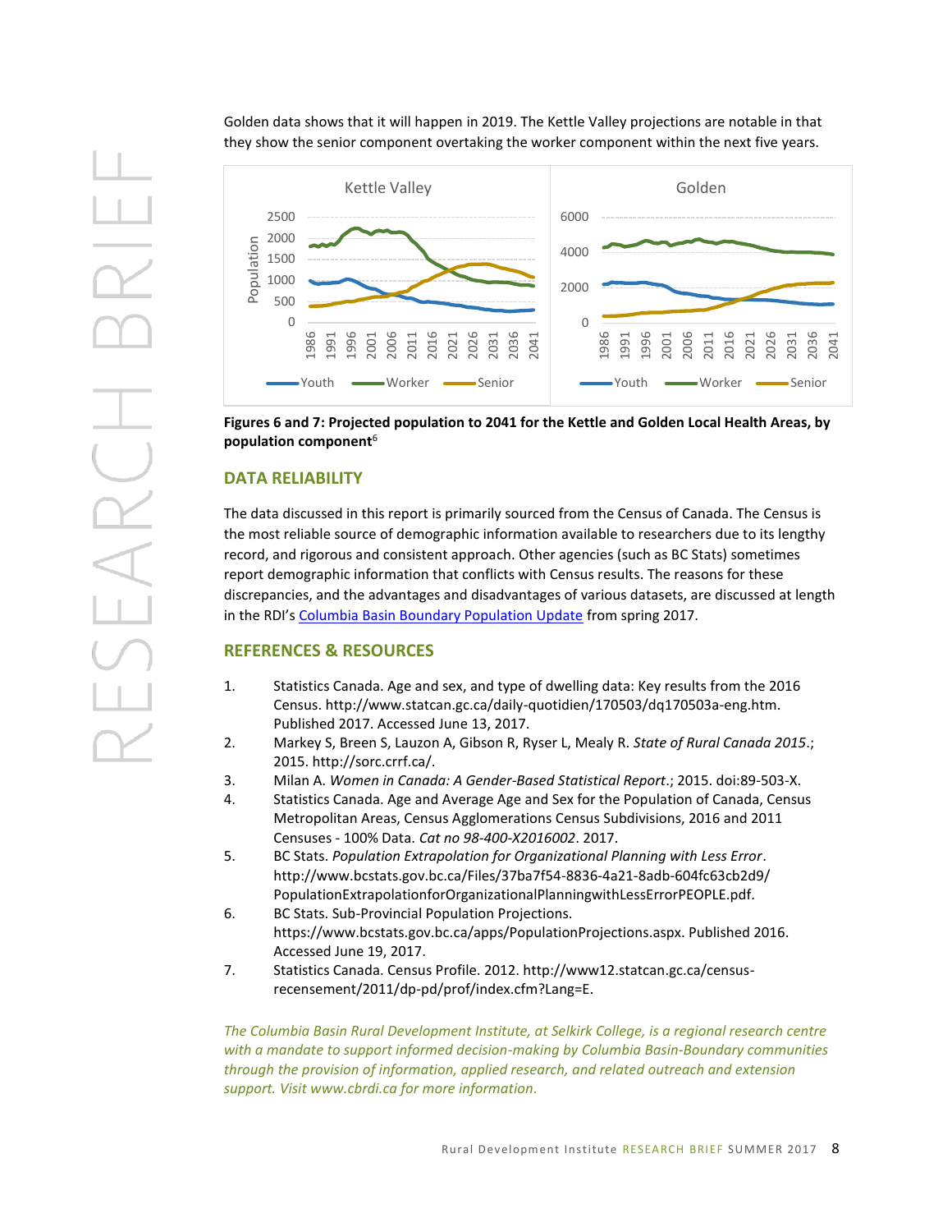Golden data shows that it will happen in 2019. The Kettle Valley projections are notable in that they show the senior component overtaking the worker component within the next five years.

Kettle Valley

Population

2500
2000
1500
1000
500
0

1986 1991 1996 2001 2006 2011 2016 2021 2026 2031 2036 2041

Youth Worker Senior

Golden

6000
4000
2000
0

1986 1991 1996 2001 2006 2011 2016 2021 2026 2031 2036 2041

Youth Worker Senior

**Figures 6 and 7: Projected population to 2041 for the Kettle and Golden Local Health Areas, by population component**[6]

## DATA RELIABILITY

The data discussed in this report is primarily sourced from the Census of Canada. The Census is the most reliable source of demographic information available to researchers due to its lengthy record, and rigorous and consistent approach. Other agencies (such as BC Stats) sometimes report demographic information that conflicts with Census results. The reasons for these discrepancies, and the advantages and disadvantages of various datasets, are discussed at length in the RDI's Columbia Basin Boundary Population Update from spring 2017.

## REFERENCES & RESOURCES

1. Statistics Canada. Age and sex, and type of dwelling data: Key results from the 2016 Census. http://www.statcan.gc.ca/daily-quotidien/170503/dq170503a-eng.htm. Published 2017. Accessed June 13, 2017.
2. Markey S, Breen S, Lauzon A, Gibson R, Ryser L, Mealy R. *State of Rural Canada 2015*.; 2015. http://sorc.crrf.ca/.
3. Milan A. *Women in Canada: A Gender-Based Statistical Report*.; 2015. doi:89-503-X.
4. Statistics Canada. Age and Average Age and Sex for the Population of Canada, Census Metropolitan Areas, Census Agglomerations Census Subdivisions, 2016 and 2011 Censuses - 100% Data. *Cat no 98-400-X2016002*. 2017.
5. BC Stats. *Population Extrapolation for Organizational Planning with Less Error*. http://www.bcstats.gov.bc.ca/Files/37ba7f54-8836-4a21-8adb-604fc63cb2d9/PopulationExtrapolationforOrganizationalPlanningwithLessErrorPEOPLE.pdf.
6. BC Stats. Sub-Provincial Population Projections. https://www.bcstats.gov.bc.ca/apps/PopulationProjections.aspx. Published 2016. Accessed June 19, 2017.
7. Statistics Canada. Census Profile. 2012. http://www12.statcan.gc.ca/census-recensement/2011/dp-pd/prof/index.cfm?Lang=E.

*The Columbia Basin Rural Development Institute, at Selkirk College, is a regional research centre with a mandate to support informed decision-making by Columbia Basin-Boundary communities through the provision of information, applied research, and related outreach and extension support. Visit www.cbrdi.ca for more information.*